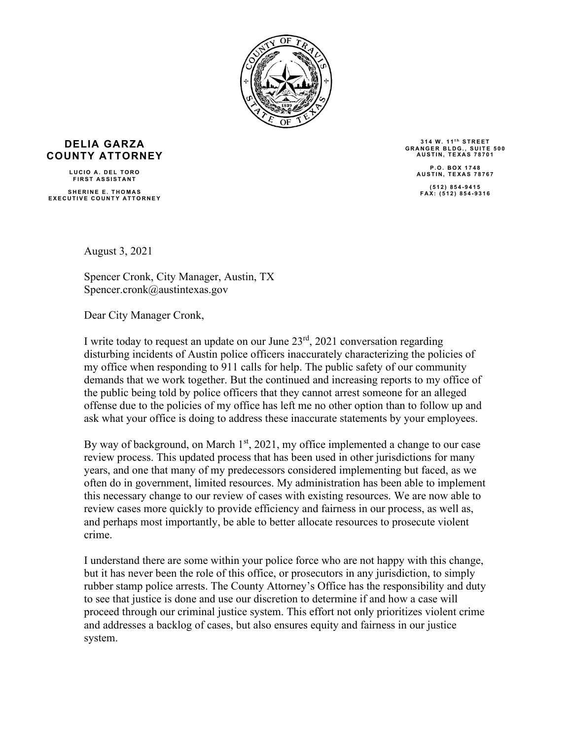**DELIA GARZA**
**COUNTY ATTORNEY**

LUCIO A. DEL TORO
FIRST ASSISTANT

SHERINE E. THOMAS
EXECUTIVE COUNTY ATTORNEY

314 W. 11th STREET
GRANGER BLDG., SUITE 500
AUSTIN, TEXAS 78701

P.O. BOX 1748
AUSTIN, TEXAS 78767

(512) 854-9415
FAX: (512) 854-9316

August 3, 2021

Spencer Cronk, City Manager, Austin, TX
Spencer.cronk@austintexas.gov

Dear City Manager Cronk,

I write today to request an update on our June 23rd, 2021 conversation regarding disturbing incidents of Austin police officers inaccurately characterizing the policies of my office when responding to 911 calls for help. The public safety of our community demands that we work together. But the continued and increasing reports to my office of the public being told by police officers that they cannot arrest someone for an alleged offense due to the policies of my office has left me no other option than to follow up and ask what your office is doing to address these inaccurate statements by your employees.

By way of background, on March 1st, 2021, my office implemented a change to our case review process. This updated process that has been used in other jurisdictions for many years, and one that many of my predecessors considered implementing but faced, as we often do in government, limited resources. My administration has been able to implement this necessary change to our review of cases with existing resources. We are now able to review cases more quickly to provide efficiency and fairness in our process, as well as, and perhaps most importantly, be able to better allocate resources to prosecute violent crime.

I understand there are some within your police force who are not happy with this change, but it has never been the role of this office, or prosecutors in any jurisdiction, to simply rubber stamp police arrests. The County Attorney's Office has the responsibility and duty to see that justice is done and use our discretion to determine if and how a case will proceed through our criminal justice system. This effort not only prioritizes violent crime and addresses a backlog of cases, but also ensures equity and fairness in our justice system.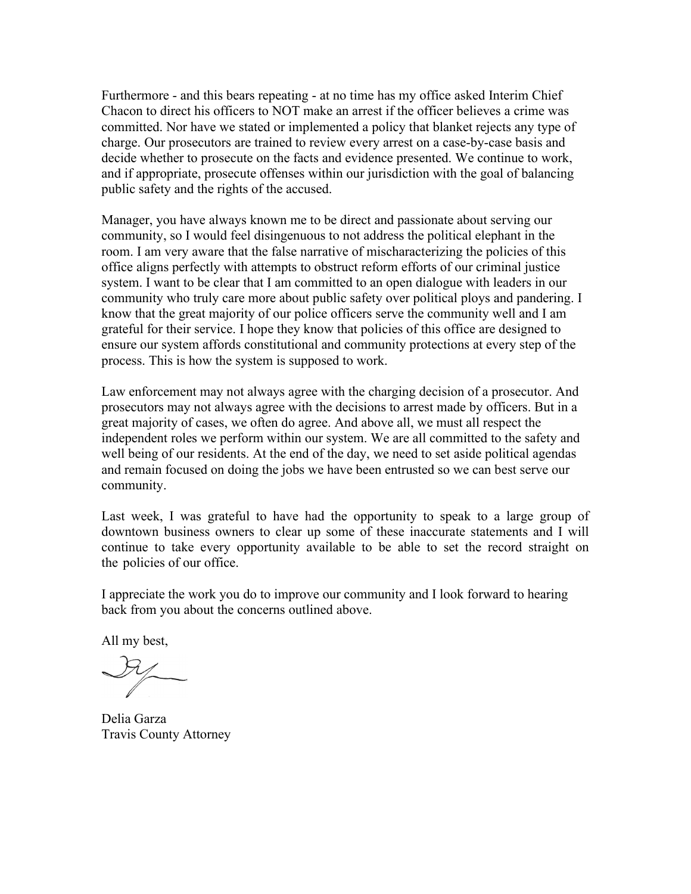Furthermore - and this bears repeating - at no time has my office asked Interim Chief Chacon to direct his officers to NOT make an arrest if the officer believes a crime was committed. Nor have we stated or implemented a policy that blanket rejects any type of charge. Our prosecutors are trained to review every arrest on a case-by-case basis and decide whether to prosecute on the facts and evidence presented. We continue to work, and if appropriate, prosecute offenses within our jurisdiction with the goal of balancing public safety and the rights of the accused.

Manager, you have always known me to be direct and passionate about serving our community, so I would feel disingenuous to not address the political elephant in the room. I am very aware that the false narrative of mischaracterizing the policies of this office aligns perfectly with attempts to obstruct reform efforts of our criminal justice system. I want to be clear that I am committed to an open dialogue with leaders in our community who truly care more about public safety over political ploys and pandering. I know that the great majority of our police officers serve the community well and I am grateful for their service. I hope they know that policies of this office are designed to ensure our system affords constitutional and community protections at every step of the process. This is how the system is supposed to work.

Law enforcement may not always agree with the charging decision of a prosecutor. And prosecutors may not always agree with the decisions to arrest made by officers. But in a great majority of cases, we often do agree. And above all, we must all respect the independent roles we perform within our system. We are all committed to the safety and well being of our residents. At the end of the day, we need to set aside political agendas and remain focused on doing the jobs we have been entrusted so we can best serve our community.

Last week, I was grateful to have had the opportunity to speak to a large group of downtown business owners to clear up some of these inaccurate statements and I will continue to take every opportunity available to be able to set the record straight on the policies of our office.

I appreciate the work you do to improve our community and I look forward to hearing back from you about the concerns outlined above.

All my best,

Delia Garza
Travis County Attorney